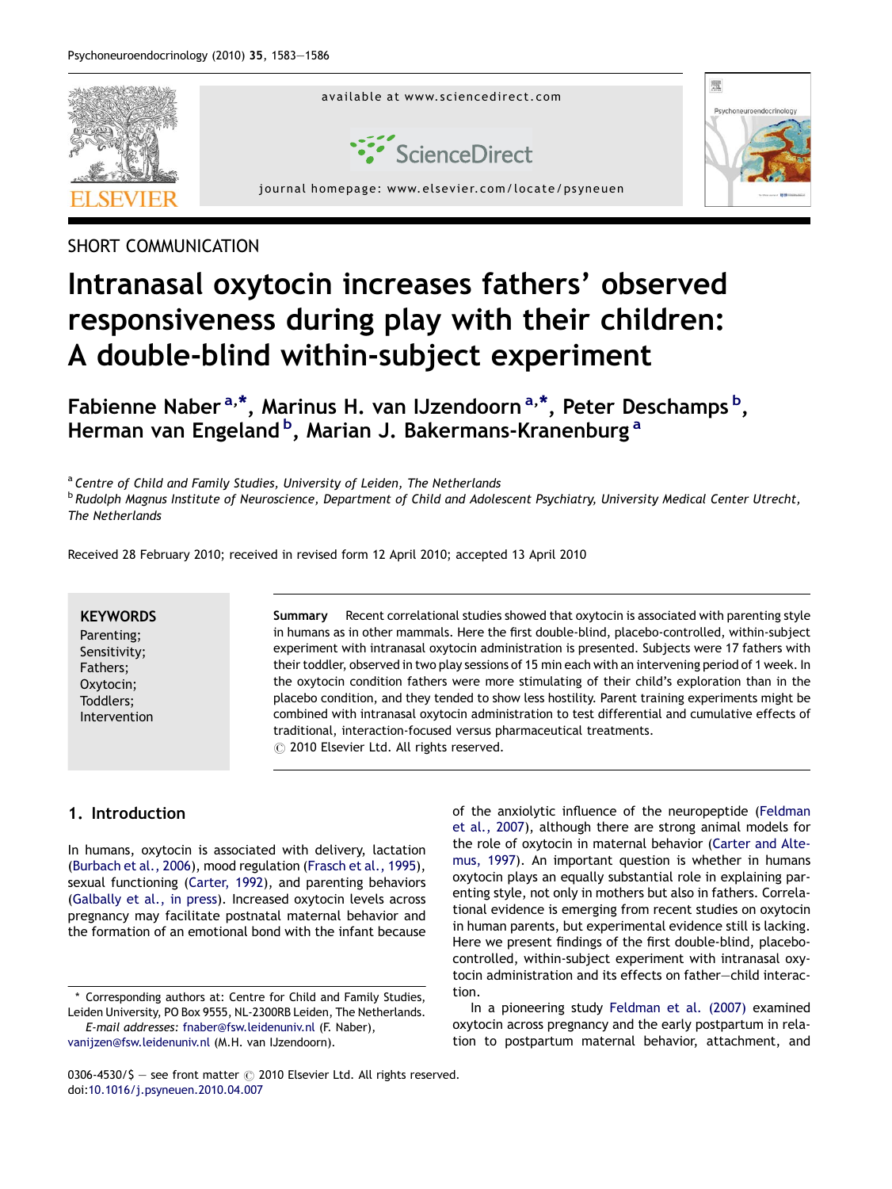SHORT COMMUNICATION

# Intranasal oxytocin increases fathers' observed responsiveness during play with their children: A double-blind within-subject experiment

Fabienne Naber [a,*], Marinus H. van IJzendoorn [a,*], Peter Deschamps [b], Herman van Engeland [b], Marian J. Bakermans-Kranenburg [a]

[a] Centre of Child and Family Studies, University of Leiden, The Netherlands

[b] Rudolph Magnus Institute of Neuroscience, Department of Child and Adolescent Psychiatry, University Medical Center Utrecht, The Netherlands

Received 28 February 2010; received in revised form 12 April 2010; accepted 13 April 2010

**KEYWORDS**
Parenting;
Sensitivity;
Fathers;
Oxytocin;
Toddlers;
Intervention

**Summary** Recent correlational studies showed that oxytocin is associated with parenting style in humans as in other mammals. Here the first double-blind, placebo-controlled, within-subject experiment with intranasal oxytocin administration is presented. Subjects were 17 fathers with their toddler, observed in two play sessions of 15 min each with an intervening period of 1 week. In the oxytocin condition fathers were more stimulating of their child's exploration than in the placebo condition, and they tended to show less hostility. Parent training experiments might be combined with intranasal oxytocin administration to test differential and cumulative effects of traditional, interaction-focused versus pharmaceutical treatments.
© 2010 Elsevier Ltd. All rights reserved.

## 1. Introduction

In humans, oxytocin is associated with delivery, lactation (Burbach et al., 2006), mood regulation (Frasch et al., 1995), sexual functioning (Carter, 1992), and parenting behaviors (Galbally et al., in press). Increased oxytocin levels across pregnancy may facilitate postnatal maternal behavior and the formation of an emotional bond with the infant because of the anxiolytic influence of the neuropeptide (Feldman et al., 2007), although there are strong animal models for the role of oxytocin in maternal behavior (Carter and Altemus, 1997). An important question is whether in humans oxytocin plays an equally substantial role in explaining parenting style, not only in mothers but also in fathers. Correlational evidence is emerging from recent studies on oxytocin in human parents, but experimental evidence still is lacking. Here we present findings of the first double-blind, placebo-controlled, within-subject experiment with intranasal oxytocin administration and its effects on father–child interaction.

In a pioneering study Feldman et al. (2007) examined oxytocin across pregnancy and the early postpartum in relation to postpartum maternal behavior, attachment, and

\* Corresponding authors at: Centre for Child and Family Studies, Leiden University, PO Box 9555, NL-2300RB Leiden, The Netherlands.
*E-mail addresses:* fnaber@fsw.leidenuniv.nl (F. Naber), vanijzen@fsw.leidenuniv.nl (M.H. van IJzendoorn).

0306-4530/$ — see front matter © 2010 Elsevier Ltd. All rights reserved.
doi:10.1016/j.psyneuen.2010.04.007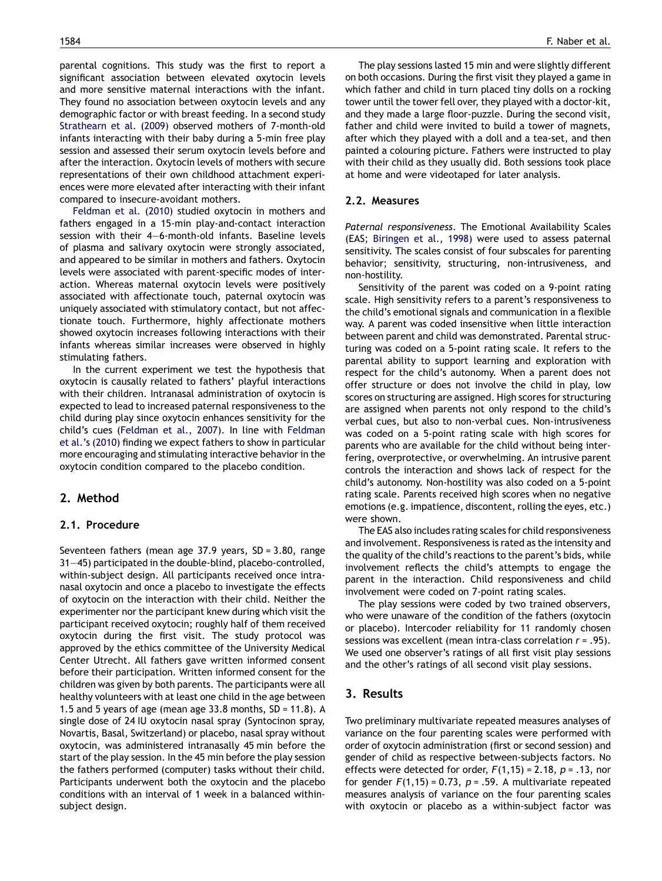parental cognitions. This study was the first to report a significant association between elevated oxytocin levels and more sensitive maternal interactions with the infant. They found no association between oxytocin levels and any demographic factor or with breast feeding. In a second study Strathearn et al. (2009) observed mothers of 7-month-old infants interacting with their baby during a 5-min free play session and assessed their serum oxytocin levels before and after the interaction. Oxytocin levels of mothers with secure representations of their own childhood attachment experiences were more elevated after interacting with their infant compared to insecure-avoidant mothers.

Feldman et al. (2010) studied oxytocin in mothers and fathers engaged in a 15-min play-and-contact interaction session with their 4—6-month-old infants. Baseline levels of plasma and salivary oxytocin were strongly associated, and appeared to be similar in mothers and fathers. Oxytocin levels were associated with parent-specific modes of interaction. Whereas maternal oxytocin levels were positively associated with affectionate touch, paternal oxytocin was uniquely associated with stimulatory contact, but not affectionate touch. Furthermore, highly affectionate mothers showed oxytocin increases following interactions with their infants whereas similar increases were observed in highly stimulating fathers.

In the current experiment we test the hypothesis that oxytocin is causally related to fathers' playful interactions with their children. Intranasal administration of oxytocin is expected to lead to increased paternal responsiveness to the child during play since oxytocin enhances sensitivity for the child's cues (Feldman et al., 2007). In line with Feldman et al.'s (2010) finding we expect fathers to show in particular more encouraging and stimulating interactive behavior in the oxytocin condition compared to the placebo condition.

## 2. Method

### 2.1. Procedure

Seventeen fathers (mean age 37.9 years, SD = 3.80, range 31—45) participated in the double-blind, placebo-controlled, within-subject design. All participants received once intranasal oxytocin and once a placebo to investigate the effects of oxytocin on the interaction with their child. Neither the experimenter nor the participant knew during which visit the participant received oxytocin; roughly half of them received oxytocin during the first visit. The study protocol was approved by the ethics committee of the University Medical Center Utrecht. All fathers gave written informed consent before their participation. Written informed consent for the children was given by both parents. The participants were all healthy volunteers with at least one child in the age between 1.5 and 5 years of age (mean age 33.8 months, SD = 11.8). A single dose of 24 IU oxytocin nasal spray (Syntocinon spray, Novartis, Basal, Switzerland) or placebo, nasal spray without oxytocin, was administered intranasally 45 min before the start of the play session. In the 45 min before the play session the fathers performed (computer) tasks without their child. Participants underwent both the oxytocin and the placebo conditions with an interval of 1 week in a balanced within-subject design.

The play sessions lasted 15 min and were slightly different on both occasions. During the first visit they played a game in which father and child in turn placed tiny dolls on a rocking tower until the tower fell over, they played with a doctor-kit, and they made a large floor-puzzle. During the second visit, father and child were invited to build a tower of magnets, after which they played with a doll and a tea-set, and then painted a colouring picture. Fathers were instructed to play with their child as they usually did. Both sessions took place at home and were videotaped for later analysis.

### 2.2. Measures

*Paternal responsiveness.* The Emotional Availability Scales (EAS; Biringen et al., 1998) were used to assess paternal sensitivity. The scales consist of four subscales for parenting behavior; sensitivity, structuring, non-intrusiveness, and non-hostility.

Sensitivity of the parent was coded on a 9-point rating scale. High sensitivity refers to a parent's responsiveness to the child's emotional signals and communication in a flexible way. A parent was coded insensitive when little interaction between parent and child was demonstrated. Parental structuring was coded on a 5-point rating scale. It refers to the parental ability to support learning and exploration with respect for the child's autonomy. When a parent does not offer structure or does not involve the child in play, low scores on structuring are assigned. High scores for structuring are assigned when parents not only respond to the child's verbal cues, but also to non-verbal cues. Non-intrusiveness was coded on a 5-point rating scale with high scores for parents who are available for the child without being interfering, overprotective, or overwhelming. An intrusive parent controls the interaction and shows lack of respect for the child's autonomy. Non-hostility was also coded on a 5-point rating scale. Parents received high scores when no negative emotions (e.g. impatience, discontent, rolling the eyes, etc.) were shown.

The EAS also includes rating scales for child responsiveness and involvement. Responsiveness is rated as the intensity and the quality of the child's reactions to the parent's bids, while involvement reflects the child's attempts to engage the parent in the interaction. Child responsiveness and child involvement were coded on 7-point rating scales.

The play sessions were coded by two trained observers, who were unaware of the condition of the fathers (oxytocin or placebo). Intercoder reliability for 11 randomly chosen sessions was excellent (mean intra-class correlation $r = .95$). We used one observer's ratings of all first visit play sessions and the other's ratings of all second visit play sessions.

## 3. Results

Two preliminary multivariate repeated measures analyses of variance on the four parenting scales were performed with order of oxytocin administration (first or second session) and gender of child as respective between-subjects factors. No effects were detected for order, $F(1,15) = 2.18$, $p = .13$, nor for gender $F(1,15) = 0.73$, $p = .59$. A multivariate repeated measures analysis of variance on the four parenting scales with oxytocin or placebo as a within-subject factor was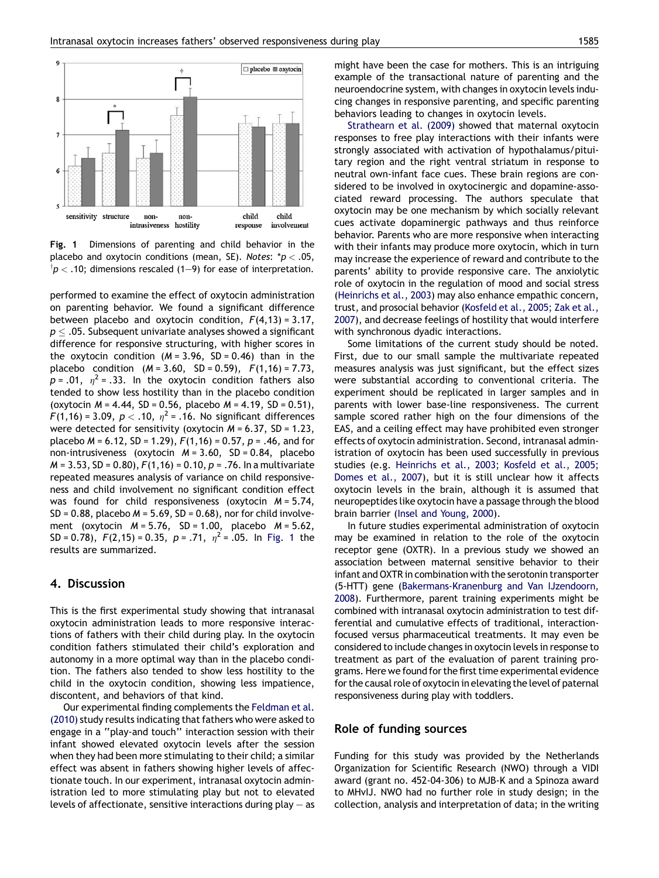Fig. 1 Dimensions of parenting and child behavior in the placebo and oxytocin conditions (mean, SE). *Notes*: $^{*}p < .05$, $^{\dagger}p < .10$; dimensions rescaled (1—9) for ease of interpretation.

performed to examine the effect of oxytocin administration on parenting behavior. We found a significant difference between placebo and oxytocin condition, $F(4,13) = 3.17$, $p \leq .05$. Subsequent univariate analyses showed a significant difference for responsive structuring, with higher scores in the oxytocin condition ($M = 3.96$, $SD = 0.46$) than in the placebo condition ($M = 3.60$, $SD = 0.59$), $F(1,16) = 7.73$, $p = .01$, $\eta^2 = .33$. In the oxytocin condition fathers also tended to show less hostility than in the placebo condition (oxytocin $M = 4.44$, $SD = 0.56$, placebo $M = 4.19$, $SD = 0.51$), $F(1,16) = 3.09$, $p < .10$, $\eta^2 = .16$. No significant differences were detected for sensitivity (oxytocin $M = 6.37$, $SD = 1.23$, placebo $M = 6.12$, $SD = 1.29$), $F(1,16) = 0.57$, $p = .46$, and for non-intrusiveness (oxytocin $M = 3.60$, $SD = 0.84$, placebo $M = 3.53$, $SD = 0.80$), $F(1,16) = 0.10$, $p = .76$. In a multivariate repeated measures analysis of variance on child responsiveness and child involvement no significant condition effect was found for child responsiveness (oxytocin $M = 5.74$, $SD = 0.88$, placebo $M = 5.69$, $SD = 0.68$), nor for child involvement (oxytocin $M = 5.76$, $SD = 1.00$, placebo $M = 5.62$, $SD = 0.78$), $F(2,15) = 0.35$, $p = .71$, $\eta^2 = .05$. In Fig. 1 the results are summarized.

## 4. Discussion

This is the first experimental study showing that intranasal oxytocin administration leads to more responsive interactions of fathers with their child during play. In the oxytocin condition fathers stimulated their child's exploration and autonomy in a more optimal way than in the placebo condition. The fathers also tended to show less hostility to the child in the oxytocin condition, showing less impatience, discontent, and behaviors of that kind.

Our experimental finding complements the Feldman et al. (2010) study results indicating that fathers who were asked to engage in a ''play-and touch'' interaction session with their infant showed elevated oxytocin levels after the session when they had been more stimulating to their child; a similar effect was absent in fathers showing higher levels of affectionate touch. In our experiment, intranasal oxytocin administration led to more stimulating play but not to elevated levels of affectionate, sensitive interactions during play — as might have been the case for mothers. This is an intriguing example of the transactional nature of parenting and the neuroendocrine system, with changes in oxytocin levels inducing changes in responsive parenting, and specific parenting behaviors leading to changes in oxytocin levels.

Strathearn et al. (2009) showed that maternal oxytocin responses to free play interactions with their infants were strongly associated with activation of hypothalamus/pituitary region and the right ventral striatum in response to neutral own-infant face cues. These brain regions are considered to be involved in oxytocinergic and dopamine-associated reward processing. The authors speculate that oxytocin may be one mechanism by which socially relevant cues activate dopaminergic pathways and thus reinforce behavior. Parents who are more responsive when interacting with their infants may produce more oxytocin, which in turn may increase the experience of reward and contribute to the parents' ability to provide responsive care. The anxiolytic role of oxytocin in the regulation of mood and social stress (Heinrichs et al., 2003) may also enhance empathic concern, trust, and prosocial behavior (Kosfeld et al., 2005; Zak et al., 2007), and decrease feelings of hostility that would interfere with synchronous dyadic interactions.

Some limitations of the current study should be noted. First, due to our small sample the multivariate repeated measures analysis was just significant, but the effect sizes were substantial according to conventional criteria. The experiment should be replicated in larger samples and in parents with lower base-line responsiveness. The current sample scored rather high on the four dimensions of the EAS, and a ceiling effect may have prohibited even stronger effects of oxytocin administration. Second, intranasal administration of oxytocin has been used successfully in previous studies (e.g. Heinrichs et al., 2003; Kosfeld et al., 2005; Domes et al., 2007), but it is still unclear how it affects oxytocin levels in the brain, although it is assumed that neuropeptides like oxytocin have a passage through the blood brain barrier (Insel and Young, 2000).

In future studies experimental administration of oxytocin may be examined in relation to the role of the oxytocin receptor gene (OXTR). In a previous study we showed an association between maternal sensitive behavior to their infant and OXTR in combination with the serotonin transporter (5-HTT) gene (Bakermans-Kranenburg and Van IJzendoorn, 2008). Furthermore, parent training experiments might be combined with intranasal oxytocin administration to test differential and cumulative effects of traditional, interaction-focused versus pharmaceutical treatments. It may even be considered to include changes in oxytocin levels in response to treatment as part of the evaluation of parent training programs. Here we found for the first time experimental evidence for the causal role of oxytocin in elevating the level of paternal responsiveness during play with toddlers.

## Role of funding sources

Funding for this study was provided by the Netherlands Organization for Scientific Research (NWO) through a VIDI award (grant no. 452-04-306) to MJB-K and a Spinoza award to MHvIJ. NWO had no further role in study design; in the collection, analysis and interpretation of data; in the writing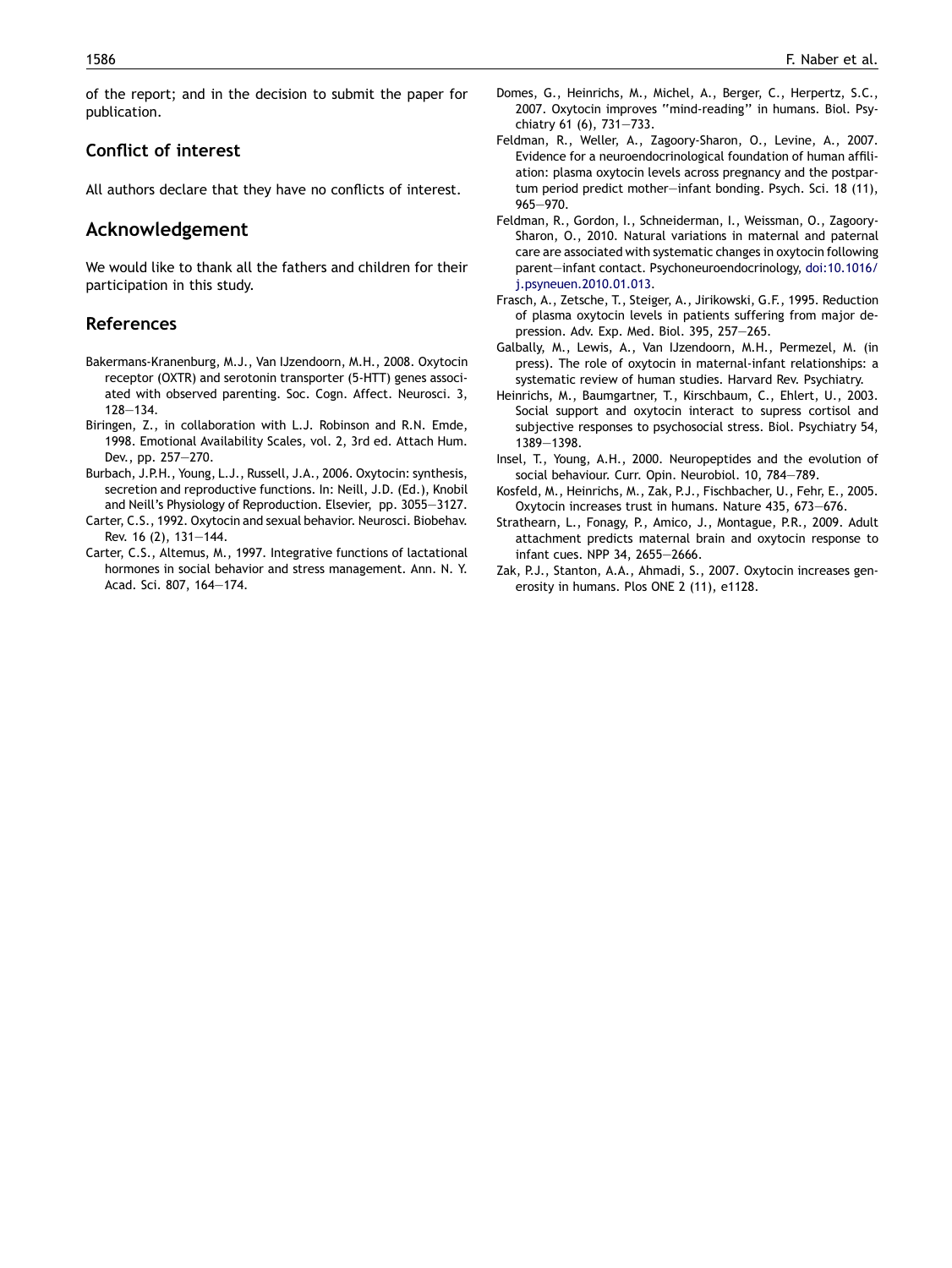of the report; and in the decision to submit the paper for publication.

## Conflict of interest

All authors declare that they have no conflicts of interest.

## Acknowledgement

We would like to thank all the fathers and children for their participation in this study.

## References

Bakermans-Kranenburg, M.J., Van IJzendoorn, M.H., 2008. Oxytocin receptor (OXTR) and serotonin transporter (5-HTT) genes associated with observed parenting. Soc. Cogn. Affect. Neurosci. 3, 128—134.

Biringen, Z., in collaboration with L.J. Robinson and R.N. Emde, 1998. Emotional Availability Scales, vol. 2, 3rd ed. Attach Hum. Dev., pp. 257—270.

Burbach, J.P.H., Young, L.J., Russell, J.A., 2006. Oxytocin: synthesis, secretion and reproductive functions. In: Neill, J.D. (Ed.), Knobil and Neill's Physiology of Reproduction. Elsevier, pp. 3055—3127.

Carter, C.S., 1992. Oxytocin and sexual behavior. Neurosci. Biobehav. Rev. 16 (2), 131—144.

Carter, C.S., Altemus, M., 1997. Integrative functions of lactational hormones in social behavior and stress management. Ann. N. Y. Acad. Sci. 807, 164—174.

Domes, G., Heinrichs, M., Michel, A., Berger, C., Herpertz, S.C., 2007. Oxytocin improves "mind-reading" in humans. Biol. Psychiatry 61 (6), 731—733.

Feldman, R., Weller, A., Zagoory-Sharon, O., Levine, A., 2007. Evidence for a neuroendocrinological foundation of human affiliation: plasma oxytocin levels across pregnancy and the postpartum period predict mother—infant bonding. Psych. Sci. 18 (11), 965—970.

Feldman, R., Gordon, I., Schneiderman, I., Weissman, O., Zagoory-Sharon, O., 2010. Natural variations in maternal and paternal care are associated with systematic changes in oxytocin following parent—infant contact. Psychoneuroendocrinology, doi:10.1016/j.psyneuen.2010.01.013.

Frasch, A., Zetsche, T., Steiger, A., Jirikowski, G.F., 1995. Reduction of plasma oxytocin levels in patients suffering from major depression. Adv. Exp. Med. Biol. 395, 257—265.

Galbally, M., Lewis, A., Van IJzendoorn, M.H., Permezel, M. (in press). The role of oxytocin in maternal-infant relationships: a systematic review of human studies. Harvard Rev. Psychiatry.

Heinrichs, M., Baumgartner, T., Kirschbaum, C., Ehlert, U., 2003. Social support and oxytocin interact to supress cortisol and subjective responses to psychosocial stress. Biol. Psychiatry 54, 1389—1398.

Insel, T., Young, A.H., 2000. Neuropeptides and the evolution of social behaviour. Curr. Opin. Neurobiol. 10, 784—789.

Kosfeld, M., Heinrichs, M., Zak, P.J., Fischbacher, U., Fehr, E., 2005. Oxytocin increases trust in humans. Nature 435, 673—676.

Strathearn, L., Fonagy, P., Amico, J., Montague, P.R., 2009. Adult attachment predicts maternal brain and oxytocin response to infant cues. NPP 34, 2655—2666.

Zak, P.J., Stanton, A.A., Ahmadi, S., 2007. Oxytocin increases generosity in humans. Plos ONE 2 (11), e1128.